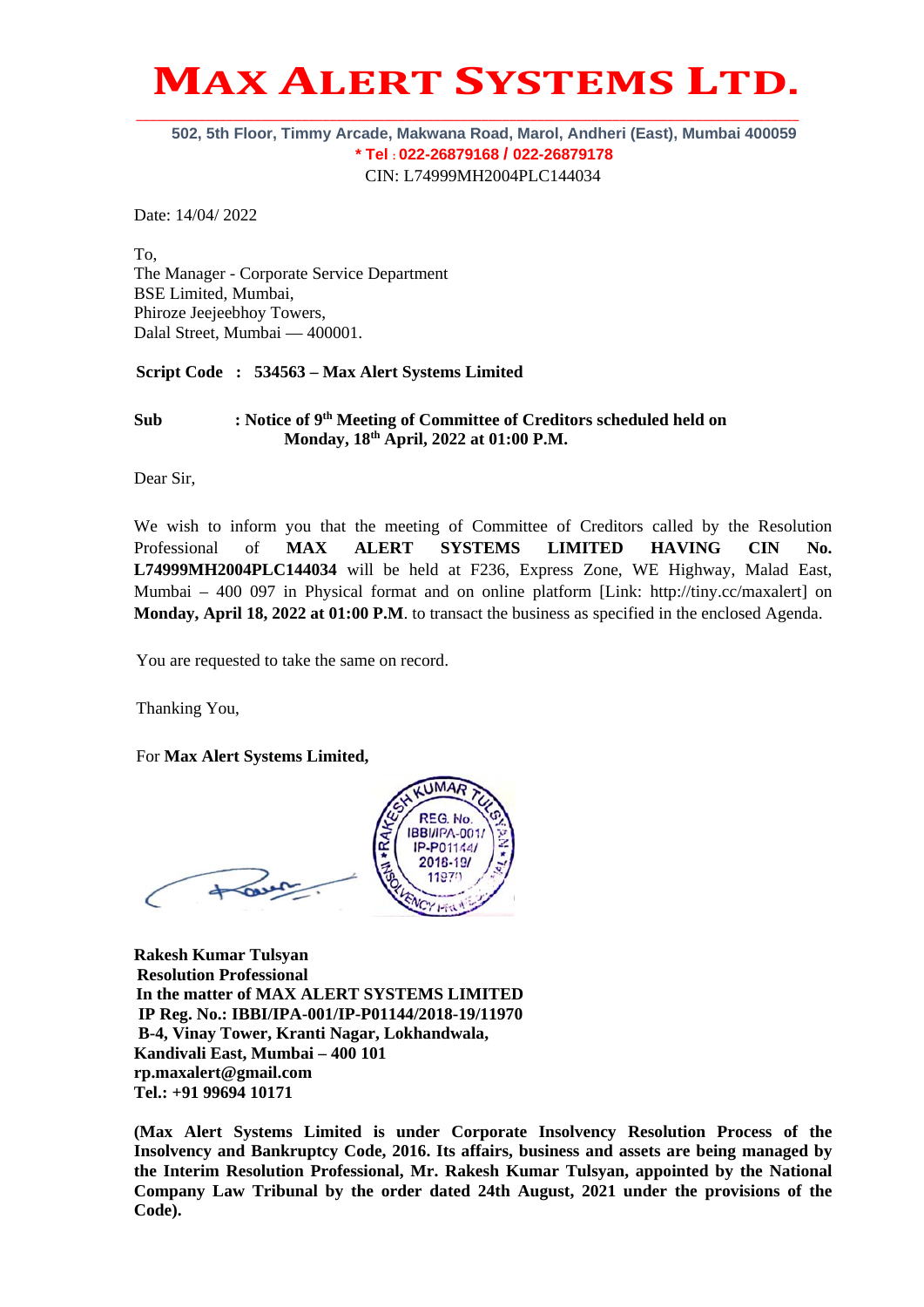# MAX ALERT SYSTEMS LTD.

502, 5th Floor, Timmy Arcade, Makwana Road, Marol, Andheri (East), Mumbai 400059
* Tel : 022-26879168 / 022-26879178
CIN: L74999MH2004PLC144034

Date: 14/04/ 2022

To,
The Manager - Corporate Service Department
BSE Limited, Mumbai,
Phiroze Jeejeebhoy Towers,
Dalal Street, Mumbai — 400001.

**Script Code : 534563 – Max Alert Systems Limited**

**Sub : Notice of 9th Meeting of Committee of Creditors scheduled held on Monday, 18th April, 2022 at 01:00 P.M.**

Dear Sir,

We wish to inform you that the meeting of Committee of Creditors called by the Resolution Professional of **MAX ALERT SYSTEMS LIMITED HAVING CIN No. L74999MH2004PLC144034** will be held at F236, Express Zone, WE Highway, Malad East, Mumbai – 400 097 in Physical format and on online platform [Link: http://tiny.cc/maxalert] on **Monday, April 18, 2022 at 01:00 P.M**. to transact the business as specified in the enclosed Agenda.

You are requested to take the same on record.

Thanking You,

For **Max Alert Systems Limited,**

**Rakesh Kumar Tulsyan**
**Resolution Professional**
**In the matter of MAX ALERT SYSTEMS LIMITED**
**IP Reg. No.: IBBI/IPA-001/IP-P01144/2018-19/11970**
**B-4, Vinay Tower, Kranti Nagar, Lokhandwala,**
**Kandivali East, Mumbai – 400 101**
**rp.maxalert@gmail.com**
**Tel.: +91 99694 10171**

**(Max Alert Systems Limited is under Corporate Insolvency Resolution Process of the Insolvency and Bankruptcy Code, 2016. Its affairs, business and assets are being managed by the Interim Resolution Professional, Mr. Rakesh Kumar Tulsyan, appointed by the National Company Law Tribunal by the order dated 24th August, 2021 under the provisions of the Code).**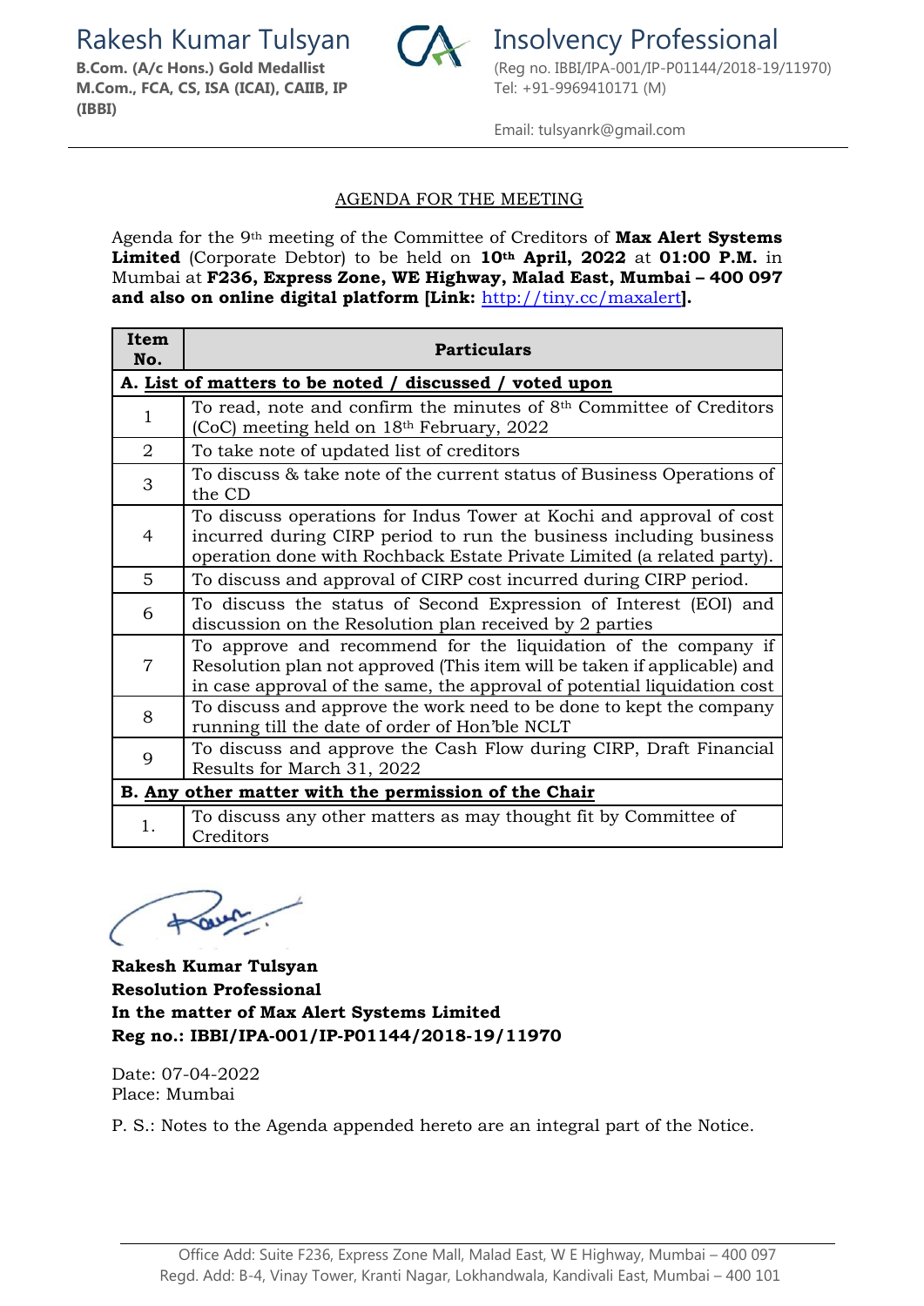Rakesh Kumar Tulsyan
**B.Com. (A/c Hons.) Gold Medallist**
**M.Com., FCA, CS, ISA (ICAI), CAIIB, IP (IBBI)**

Insolvency Professional
(Reg no. IBBI/IPA-001/IP-P01144/2018-19/11970)
Tel: +91-9969410171 (M)

Email: tulsyanrk@gmail.com

## AGENDA FOR THE MEETING

Agenda for the 9th meeting of the Committee of Creditors of **Max Alert Systems Limited** (Corporate Debtor) to be held on **10th April, 2022** at **01:00 P.M.** in Mumbai at **F236, Express Zone, WE Highway, Malad East, Mumbai – 400 097 and also on online digital platform [Link: http://tiny.cc/maxalert].**

| Item No. | Particulars |
|---|---|
| **A. List of matters to be noted / discussed / voted upon** | |
| 1 | To read, note and confirm the minutes of 8th Committee of Creditors (CoC) meeting held on 18th February, 2022 |
| 2 | To take note of updated list of creditors |
| 3 | To discuss & take note of the current status of Business Operations of the CD |
| 4 | To discuss operations for Indus Tower at Kochi and approval of cost incurred during CIRP period to run the business including business operation done with Rochback Estate Private Limited (a related party). |
| 5 | To discuss and approval of CIRP cost incurred during CIRP period. |
| 6 | To discuss the status of Second Expression of Interest (EOI) and discussion on the Resolution plan received by 2 parties |
| 7 | To approve and recommend for the liquidation of the company if Resolution plan not approved (This item will be taken if applicable) and in case approval of the same, the approval of potential liquidation cost |
| 8 | To discuss and approve the work need to be done to kept the company running till the date of order of Hon'ble NCLT |
| 9 | To discuss and approve the Cash Flow during CIRP, Draft Financial Results for March 31, 2022 |
| **B. Any other matter with the permission of the Chair** | |
| 1. | To discuss any other matters as may thought fit by Committee of Creditors |

**Rakesh Kumar Tulsyan**
**Resolution Professional**
**In the matter of Max Alert Systems Limited**
**Reg no.: IBBI/IPA-001/IP-P01144/2018-19/11970**

Date: 07-04-2022
Place: Mumbai

P. S.: Notes to the Agenda appended hereto are an integral part of the Notice.

Office Add: Suite F236, Express Zone Mall, Malad East, W E Highway, Mumbai – 400 097
Regd. Add: B-4, Vinay Tower, Kranti Nagar, Lokhandwala, Kandivali East, Mumbai – 400 101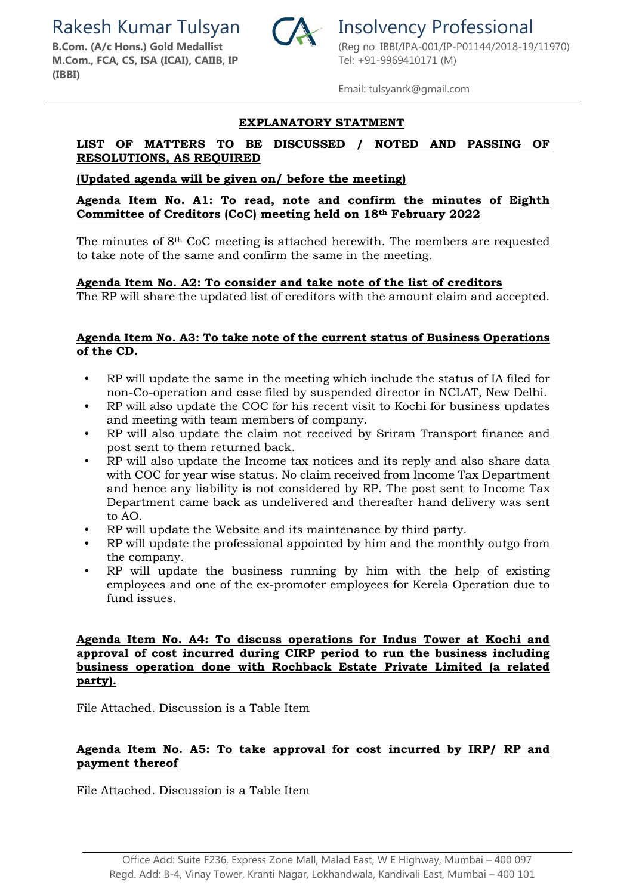# EXPLANATORY STATMENT

## LIST OF MATTERS TO BE DISCUSSED / NOTED AND PASSING OF RESOLUTIONS, AS REQUIRED

**(Updated agenda will be given on/ before the meeting)**

**Agenda Item No. A1: To read, note and confirm the minutes of Eighth Committee of Creditors (CoC) meeting held on 18th February 2022**

The minutes of 8th CoC meeting is attached herewith. The members are requested to take note of the same and confirm the same in the meeting.

**Agenda Item No. A2: To consider and take note of the list of creditors**

The RP will share the updated list of creditors with the amount claim and accepted.

**Agenda Item No. A3: To take note of the current status of Business Operations of the CD.**

- RP will update the same in the meeting which include the status of IA filed for non-Co-operation and case filed by suspended director in NCLAT, New Delhi.
- RP will also update the COC for his recent visit to Kochi for business updates and meeting with team members of company.
- RP will also update the claim not received by Sriram Transport finance and post sent to them returned back.
- RP will also update the Income tax notices and its reply and also share data with COC for year wise status. No claim received from Income Tax Department and hence any liability is not considered by RP. The post sent to Income Tax Department came back as undelivered and thereafter hand delivery was sent to AO.
- RP will update the Website and its maintenance by third party.
- RP will update the professional appointed by him and the monthly outgo from the company.
- RP will update the business running by him with the help of existing employees and one of the ex-promoter employees for Kerela Operation due to fund issues.

**Agenda Item No. A4: To discuss operations for Indus Tower at Kochi and approval of cost incurred during CIRP period to run the business including business operation done with Rochback Estate Private Limited (a related party).**

File Attached. Discussion is a Table Item

**Agenda Item No. A5: To take approval for cost incurred by IRP/ RP and payment thereof**

File Attached. Discussion is a Table Item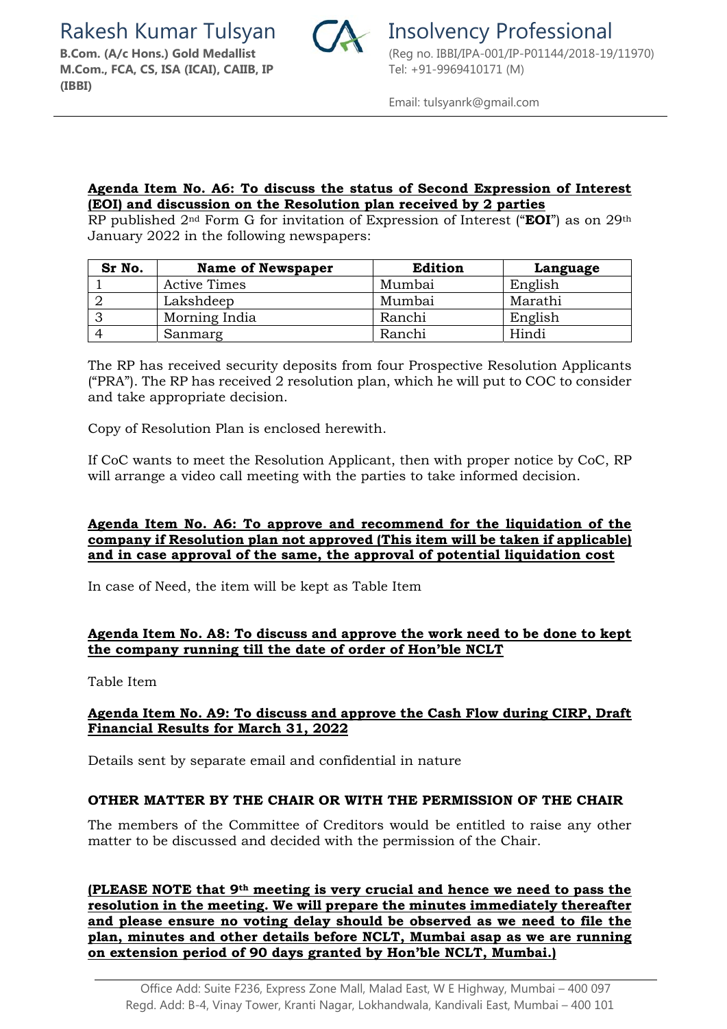**Agenda Item No. A6: To discuss the status of Second Expression of Interest (EOI) and discussion on the Resolution plan received by 2 parties**

RP published 2nd Form G for invitation of Expression of Interest ("**EOI**") as on 29th January 2022 in the following newspapers:

| Sr No. | Name of Newspaper | Edition | Language |
|---|---|---|---|
| 1 | Active Times | Mumbai | English |
| 2 | Lakshdeep | Mumbai | Marathi |
| 3 | Morning India | Ranchi | English |
| 4 | Sanmarg | Ranchi | Hindi |

The RP has received security deposits from four Prospective Resolution Applicants ("PRA"). The RP has received 2 resolution plan, which he will put to COC to consider and take appropriate decision.

Copy of Resolution Plan is enclosed herewith.

If CoC wants to meet the Resolution Applicant, then with proper notice by CoC, RP will arrange a video call meeting with the parties to take informed decision.

**Agenda Item No. A6: To approve and recommend for the liquidation of the company if Resolution plan not approved (This item will be taken if applicable) and in case approval of the same, the approval of potential liquidation cost**

In case of Need, the item will be kept as Table Item

**Agenda Item No. A8: To discuss and approve the work need to be done to kept the company running till the date of order of Hon'ble NCLT**

Table Item

**Agenda Item No. A9: To discuss and approve the Cash Flow during CIRP, Draft Financial Results for March 31, 2022**

Details sent by separate email and confidential in nature

**OTHER MATTER BY THE CHAIR OR WITH THE PERMISSION OF THE CHAIR**

The members of the Committee of Creditors would be entitled to raise any other matter to be discussed and decided with the permission of the Chair.

**(PLEASE NOTE that 9th meeting is very crucial and hence we need to pass the resolution in the meeting. We will prepare the minutes immediately thereafter and please ensure no voting delay should be observed as we need to file the plan, minutes and other details before NCLT, Mumbai asap as we are running on extension period of 90 days granted by Hon'ble NCLT, Mumbai.)**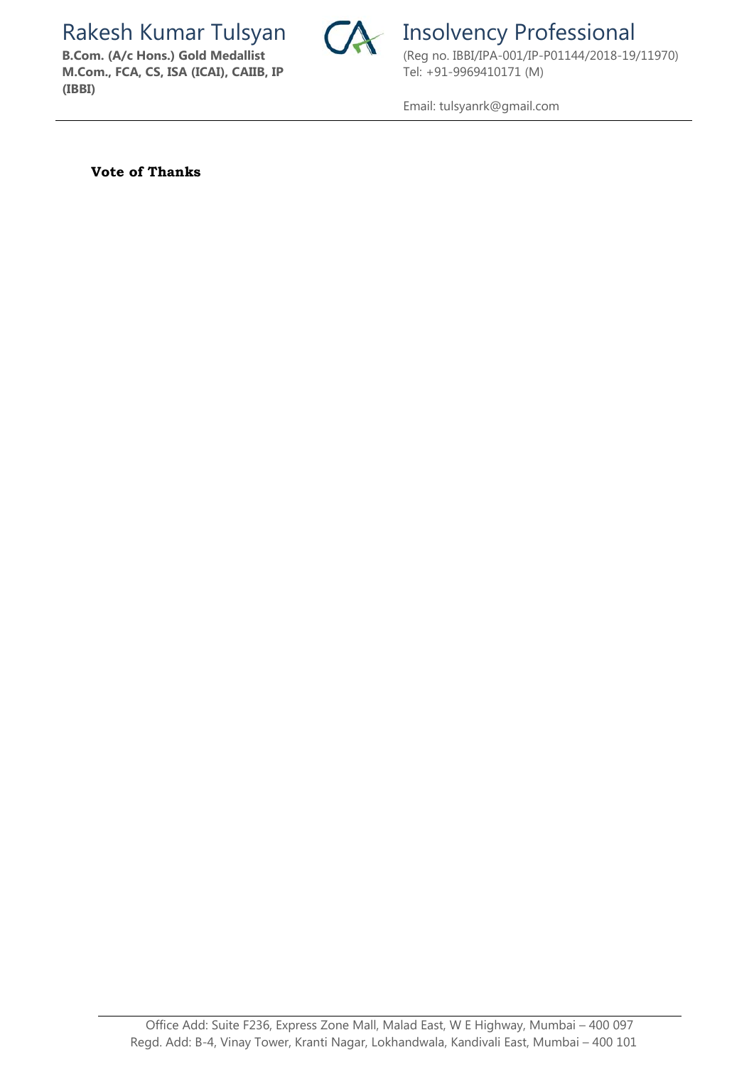**Vote of Thanks**